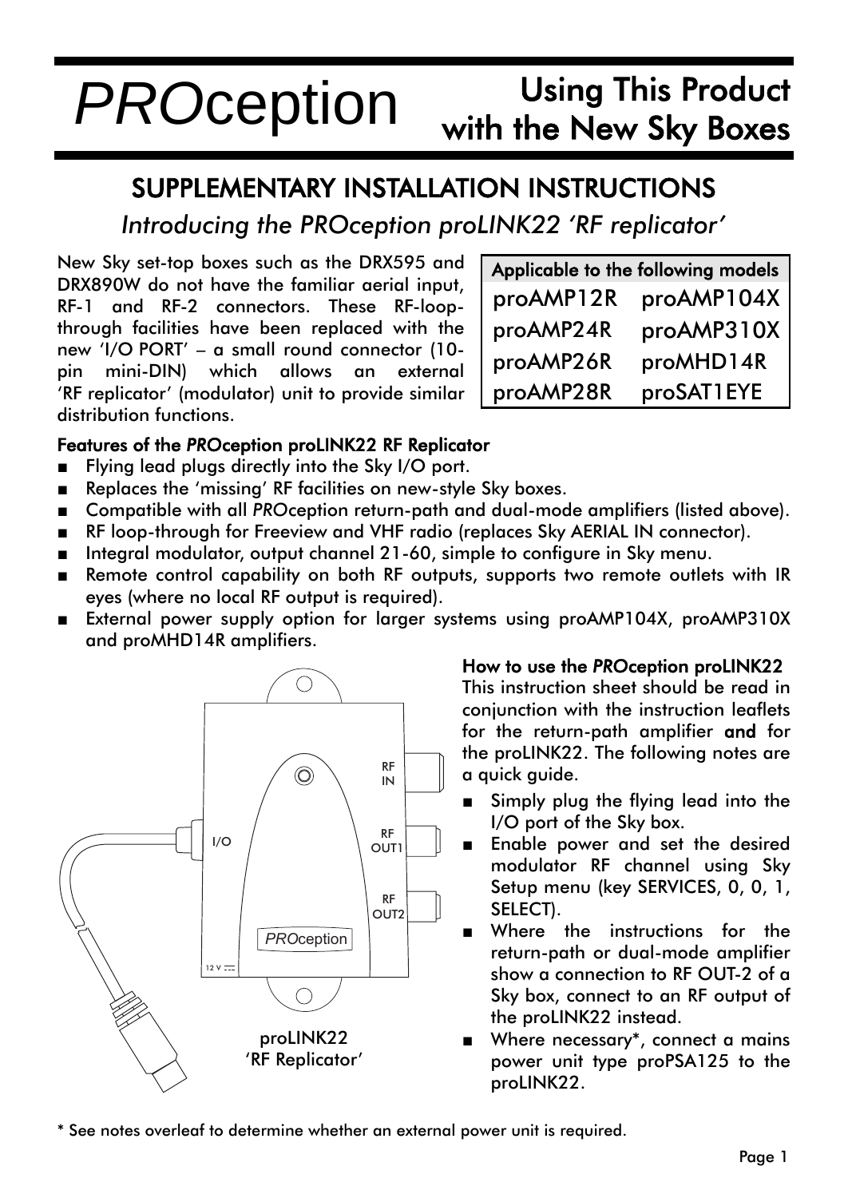# *PRO*ception — Using This Product with the New Sky Boxes

## SUPPLEMENTARY INSTALLATION INSTRUCTIONS

*Introducing the PROception proLINK22 'RF replicator'*

New Sky set-top boxes such as the DRX595 and DRX890W do not have the familiar aerial input, RF-1 and RF-2 connectors. These RF-loop-through facilities have been replaced with the new 'I/O PORT' – a small round connector (10-pin mini-DIN) which allows an external 'RF replicator' (modulator) unit to provide similar distribution functions.

| Applicable to the following models | |
|---|---|
| proAMP12R | proAMP104X |
| proAMP24R | proAMP310X |
| proAMP26R | proMHD14R |
| proAMP28R | proSAT1EYE |

**Features of the *PRO*ception proLINK22 RF Replicator**

- Flying lead plugs directly into the Sky I/O port.
- Replaces the 'missing' RF facilities on new-style Sky boxes.
- Compatible with all *PRO*ception return-path and dual-mode amplifiers (listed above).
- RF loop-through for Freeview and VHF radio (replaces Sky AERIAL IN connector).
- Integral modulator, output channel 21-60, simple to configure in Sky menu.
- Remote control capability on both RF outputs, supports two remote outlets with IR eyes (where no local RF output is required).
- External power supply option for larger systems using proAMP104X, proAMP310X and proMHD14R amplifiers.

I/O | RF IN | RF OUT1 | RF OUT2 | *PRO*ception | 12 V

proLINK22
'RF Replicator'

**How to use the *PRO*ception proLINK22**

This instruction sheet should be read in conjunction with the instruction leaflets for the return-path amplifier **and** for the proLINK22. The following notes are a quick guide.

- Simply plug the flying lead into the I/O port of the Sky box.
- Enable power and set the desired modulator RF channel using Sky Setup menu (key SERVICES, 0, 0, 1, SELECT).
- Where the instructions for the return-path or dual-mode amplifier show a connection to RF OUT-2 of a Sky box, connect to an RF output of the proLINK22 instead.
- Where necessary*, connect a mains power unit type proPSA125 to the proLINK22.

\* See notes overleaf to determine whether an external power unit is required.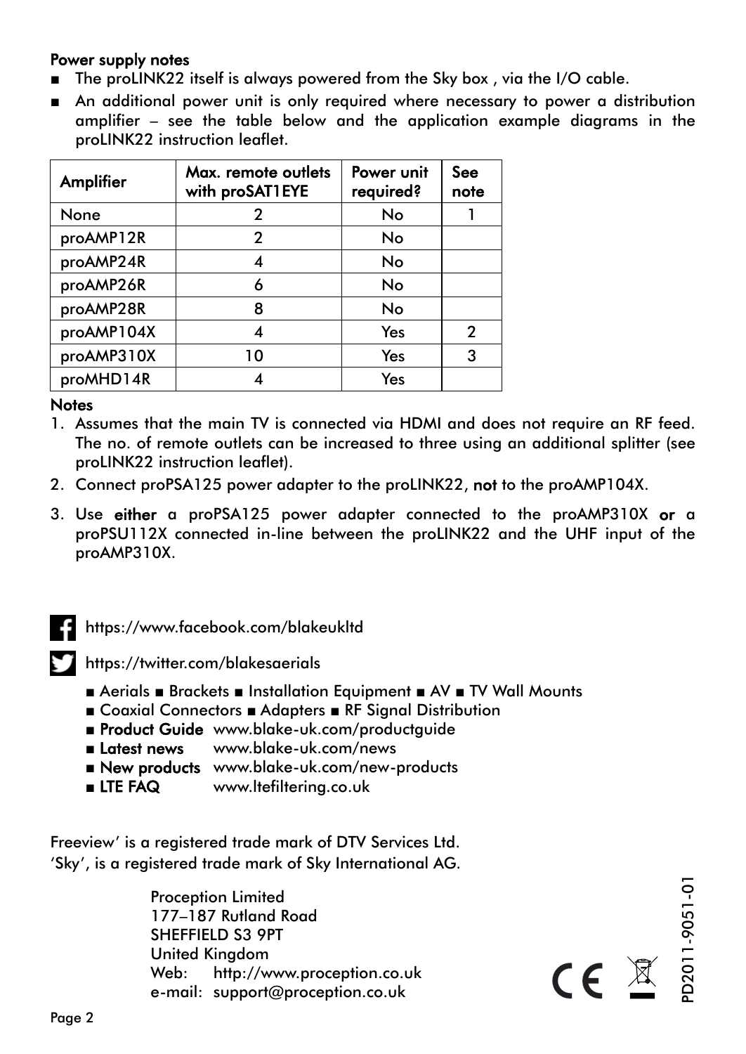**Power supply notes**

- The proLINK22 itself is always powered from the Sky box , via the I/O cable.
- An additional power unit is only required where necessary to power a distribution amplifier – see the table below and the application example diagrams in the proLINK22 instruction leaflet.

| Amplifier | Max. remote outlets with proSAT1EYE | Power unit required? | See note |
|---|---|---|---|
| None | 2 | No | 1 |
| proAMP12R | 2 | No | |
| proAMP24R | 4 | No | |
| proAMP26R | 6 | No | |
| proAMP28R | 8 | No | |
| proAMP104X | 4 | Yes | 2 |
| proAMP310X | 10 | Yes | 3 |
| proMHD14R | 4 | Yes | |

**Notes**

1. Assumes that the main TV is connected via HDMI and does not require an RF feed. The no. of remote outlets can be increased to three using an additional splitter (see proLINK22 instruction leaflet).
2. Connect proPSA125 power adapter to the proLINK22, **not** to the proAMP104X.
3. Use **either** a proPSA125 power adapter connected to the proAMP310X **or** a proPSU112X connected in-line between the proLINK22 and the UHF input of the proAMP310X.

https://www.facebook.com/blakeukltd

https://twitter.com/blakesaerials

- Aerials ■ Brackets ■ Installation Equipment ■ AV ■ TV Wall Mounts
- Coaxial Connectors ■ Adapters ■ RF Signal Distribution
- **Product Guide** www.blake-uk.com/productguide
- **Latest news** www.blake-uk.com/news
- **New products** www.blake-uk.com/new-products
- **LTE FAQ** www.ltefiltering.co.uk

Freeview' is a registered trade mark of DTV Services Ltd.
'Sky', is a registered trade mark of Sky International AG.

Proception Limited
177–187 Rutland Road
SHEFFIELD S3 9PT
United Kingdom
Web: http://www.proception.co.uk
e-mail: support@proception.co.uk

PD2011-9051-01